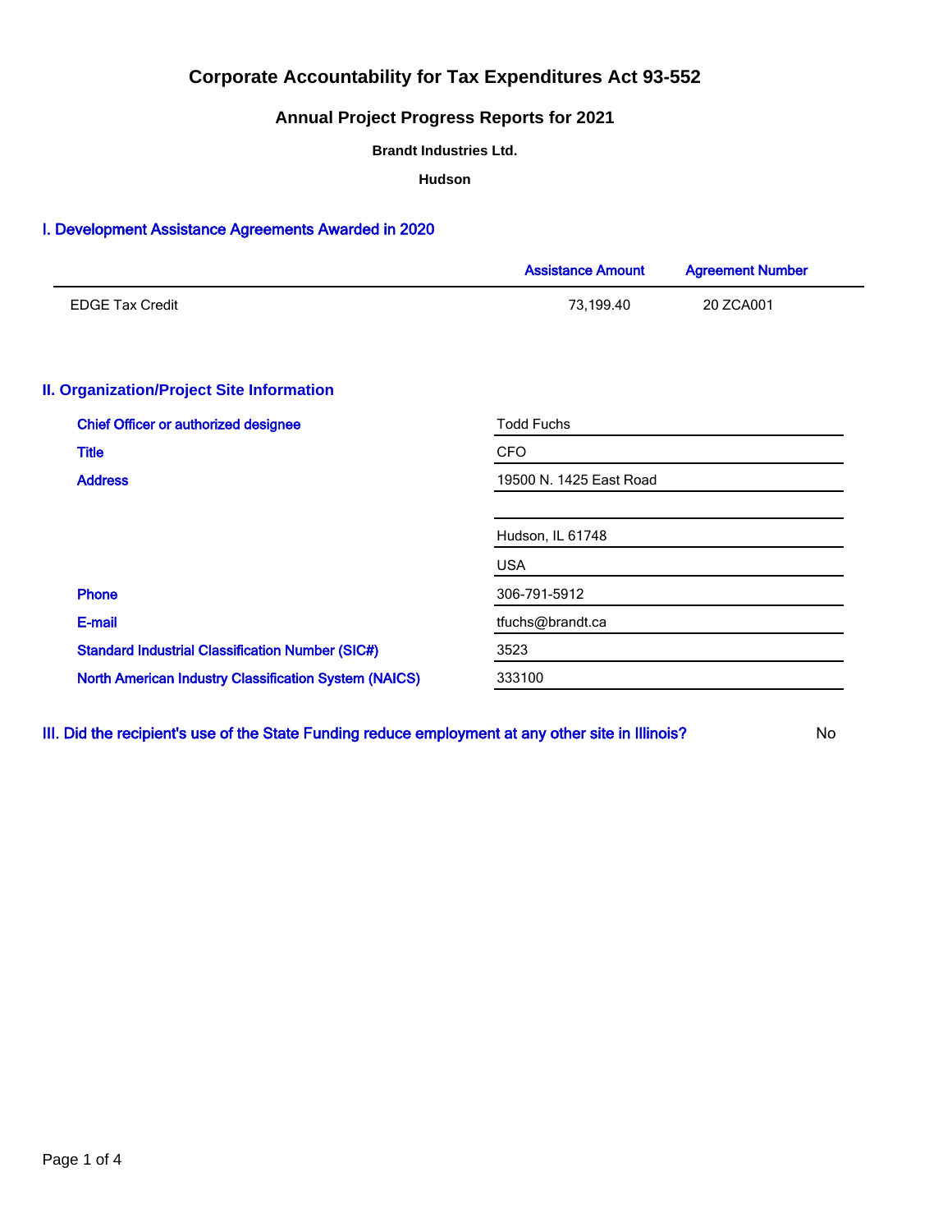# Corporate Accountability for Tax Expenditures Act 93-552

## Annual Project Progress Reports for 2021

**Brandt Industries Ltd.**

**Hudson**

### I. Development Assistance Agreements Awarded in 2020

| | Assistance Amount | Agreement Number |
|---|---|---|
| EDGE Tax Credit | 73,199.40 | 20 ZCA001 |

### II. Organization/Project Site Information

| | |
|---|---|
| Chief Officer or authorized designee | Todd Fuchs |
| Title | CFO |
| Address | 19500 N. 1425 East Road |
| | |
| | Hudson, IL 61748 |
| | USA |
| Phone | 306-791-5912 |
| E-mail | tfuchs@brandt.ca |
| Standard Industrial Classification Number (SIC#) | 3523 |
| North American Industry Classification System (NAICS) | 333100 |

### III. Did the recipient's use of the State Funding reduce employment at any other site in Illinois?

No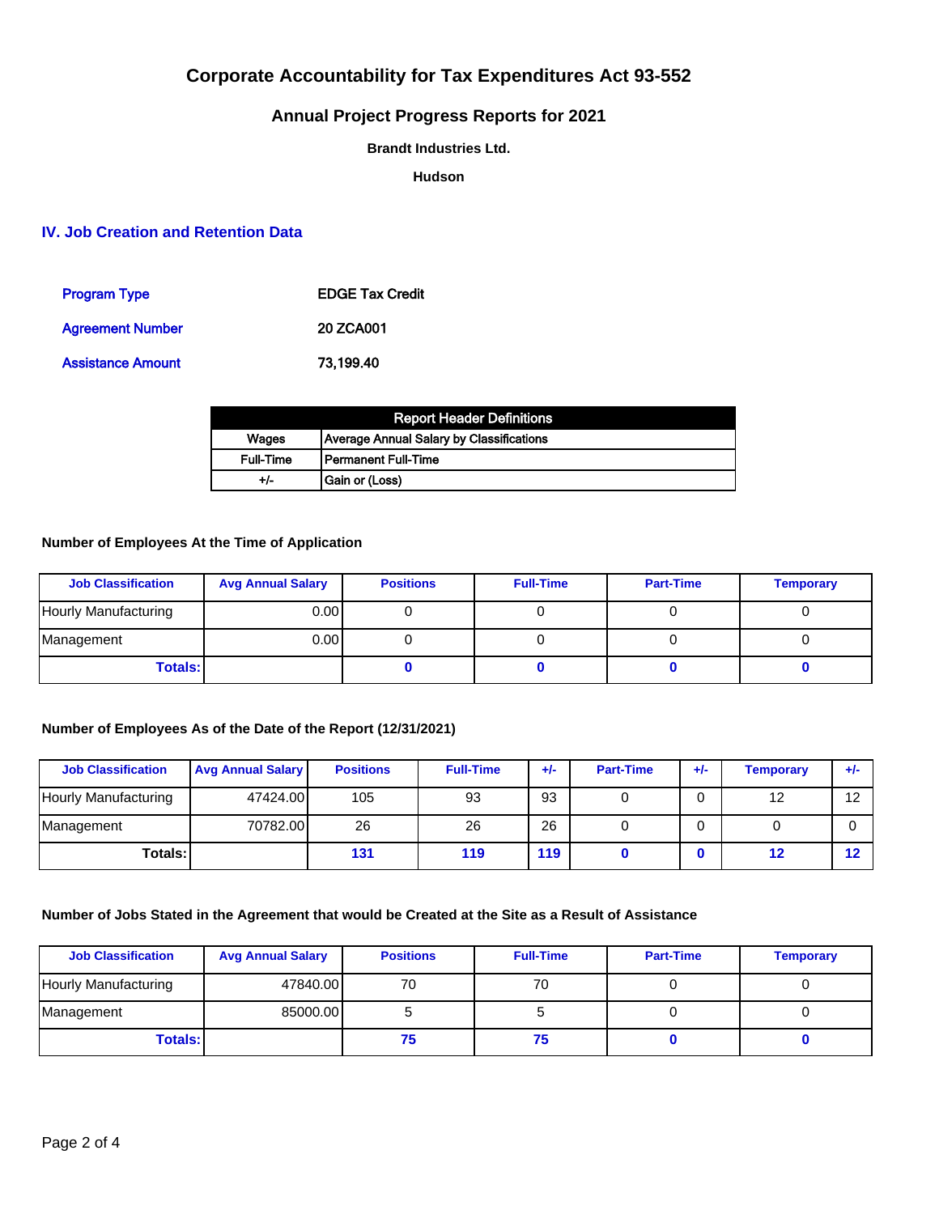# Corporate Accountability for Tax Expenditures Act 93-552

## Annual Project Progress Reports for 2021

**Brandt Industries Ltd.**

**Hudson**

## IV. Job Creation and Retention Data

| | |
|---|---|
| Program Type | EDGE Tax Credit |
| Agreement Number | 20 ZCA001 |
| Assistance Amount | 73,199.40 |

| Report Header Definitions | |
|---|---|
| Wages | Average Annual Salary by Classifications |
| Full-Time | Permanent Full-Time |
| +/- | Gain or (Loss) |

### Number of Employees At the Time of Application

| Job Classification | Avg Annual Salary | Positions | Full-Time | Part-Time | Temporary |
|---|---|---|---|---|---|
| Hourly Manufacturing | 0.00 | 0 | 0 | 0 | 0 |
| Management | 0.00 | 0 | 0 | 0 | 0 |
| **Totals:** | | **0** | **0** | **0** | **0** |

### Number of Employees As of the Date of the Report (12/31/2021)

| Job Classification | Avg Annual Salary | Positions | Full-Time | +/- | Part-Time | +/- | Temporary | +/- |
|---|---|---|---|---|---|---|---|---|
| Hourly Manufacturing | 47424.00 | 105 | 93 | 93 | 0 | 0 | 12 | 12 |
| Management | 70782.00 | 26 | 26 | 26 | 0 | 0 | 0 | 0 |
| **Totals:** | | **131** | **119** | **119** | **0** | **0** | **12** | **12** |

### Number of Jobs Stated in the Agreement that would be Created at the Site as a Result of Assistance

| Job Classification | Avg Annual Salary | Positions | Full-Time | Part-Time | Temporary |
|---|---|---|---|---|---|
| Hourly Manufacturing | 47840.00 | 70 | 70 | 0 | 0 |
| Management | 85000.00 | 5 | 5 | 0 | 0 |
| **Totals:** | | **75** | **75** | **0** | **0** |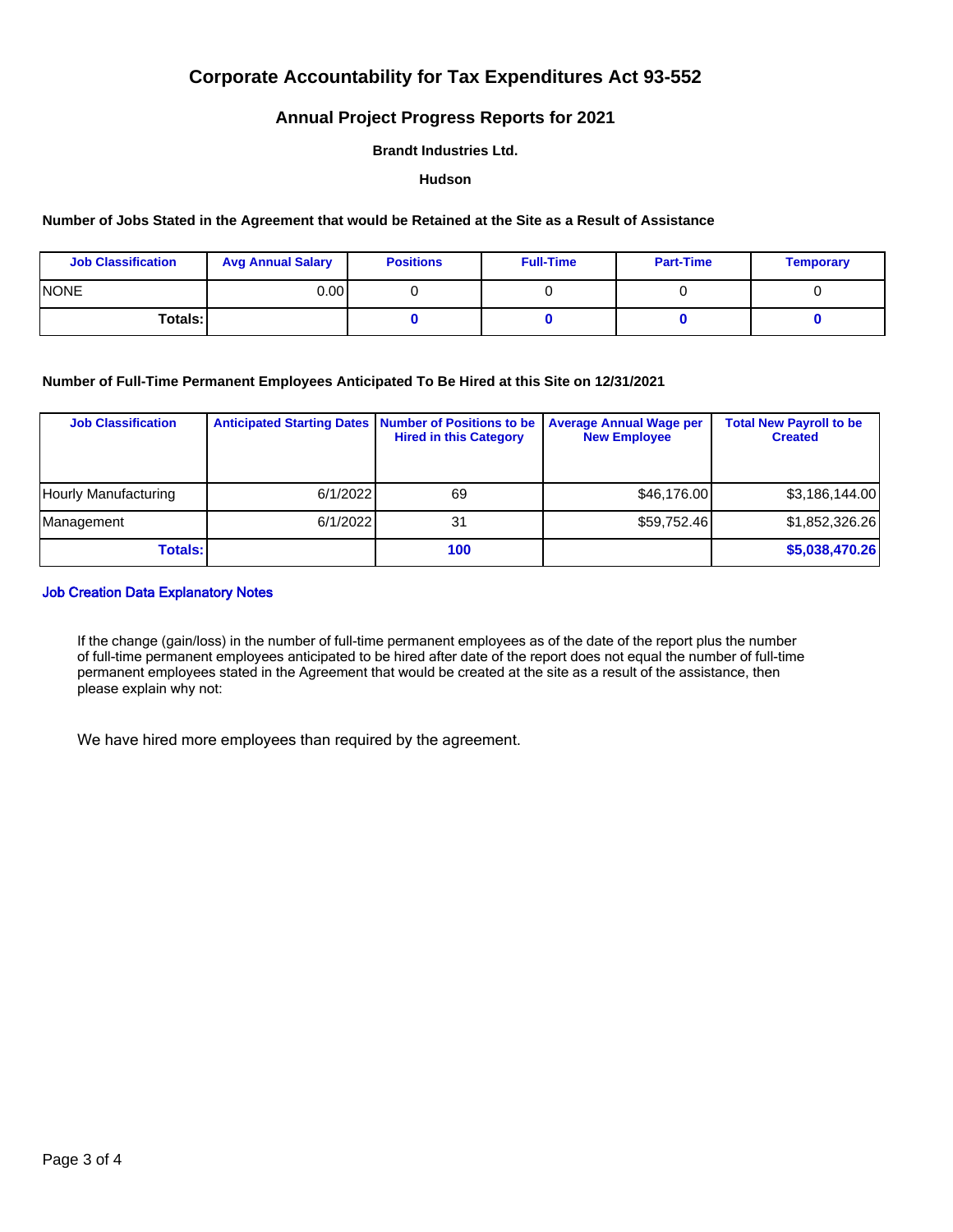# Corporate Accountability for Tax Expenditures Act 93-552

## Annual Project Progress Reports for 2021

**Brandt Industries Ltd.**

**Hudson**

**Number of Jobs Stated in the Agreement that would be Retained at the Site as a Result of Assistance**

| Job Classification | Avg Annual Salary | Positions | Full-Time | Part-Time | Temporary |
|---|---|---|---|---|---|
| NONE | 0.00 | 0 | 0 | 0 | 0 |
| **Totals:** | | **0** | **0** | **0** | **0** |

**Number of Full-Time Permanent Employees Anticipated To Be Hired at this Site on 12/31/2021**

| Job Classification | Anticipated Starting Dates | Number of Positions to be Hired in this Category | Average Annual Wage per New Employee | Total New Payroll to be Created |
|---|---|---|---|---|
| Hourly Manufacturing | 6/1/2022 | 69 | $46,176.00 | $3,186,144.00 |
| Management | 6/1/2022 | 31 | $59,752.46 | $1,852,326.26 |
| **Totals:** | | **100** | | **$5,038,470.26** |

**Job Creation Data Explanatory Notes**

If the change (gain/loss) in the number of full-time permanent employees as of the date of the report plus the number of full-time permanent employees anticipated to be hired after date of the report does not equal the number of full-time permanent employees stated in the Agreement that would be created at the site as a result of the assistance, then please explain why not:

We have hired more employees than required by the agreement.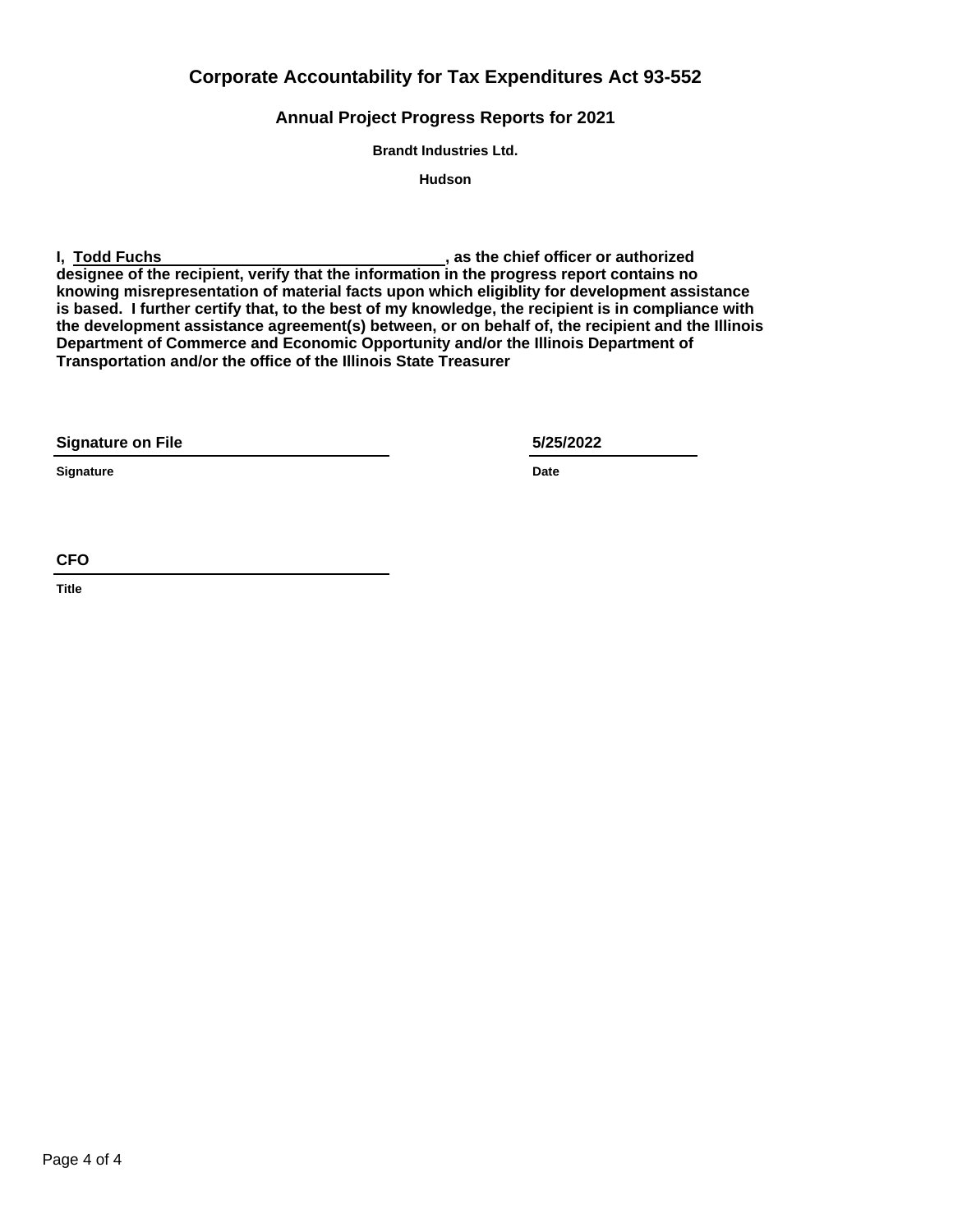# Corporate Accountability for Tax Expenditures Act 93-552

## Annual Project Progress Reports for 2021

**Brandt Industries Ltd.**

**Hudson**

**I, Todd Fuchs, as the chief officer or authorized designee of the recipient, verify that the information in the progress report contains no knowing misrepresentation of material facts upon which eligiblity for development assistance is based. I further certify that, to the best of my knowledge, the recipient is in compliance with the development assistance agreement(s) between, or on behalf of, the recipient and the Illinois Department of Commerce and Economic Opportunity and/or the Illinois Department of Transportation and/or the office of the Illinois State Treasurer**

| | |
|---|---|
| **Signature on File** | **5/25/2022** |
| **Signature** | **Date** |

**CFO**

**Title**